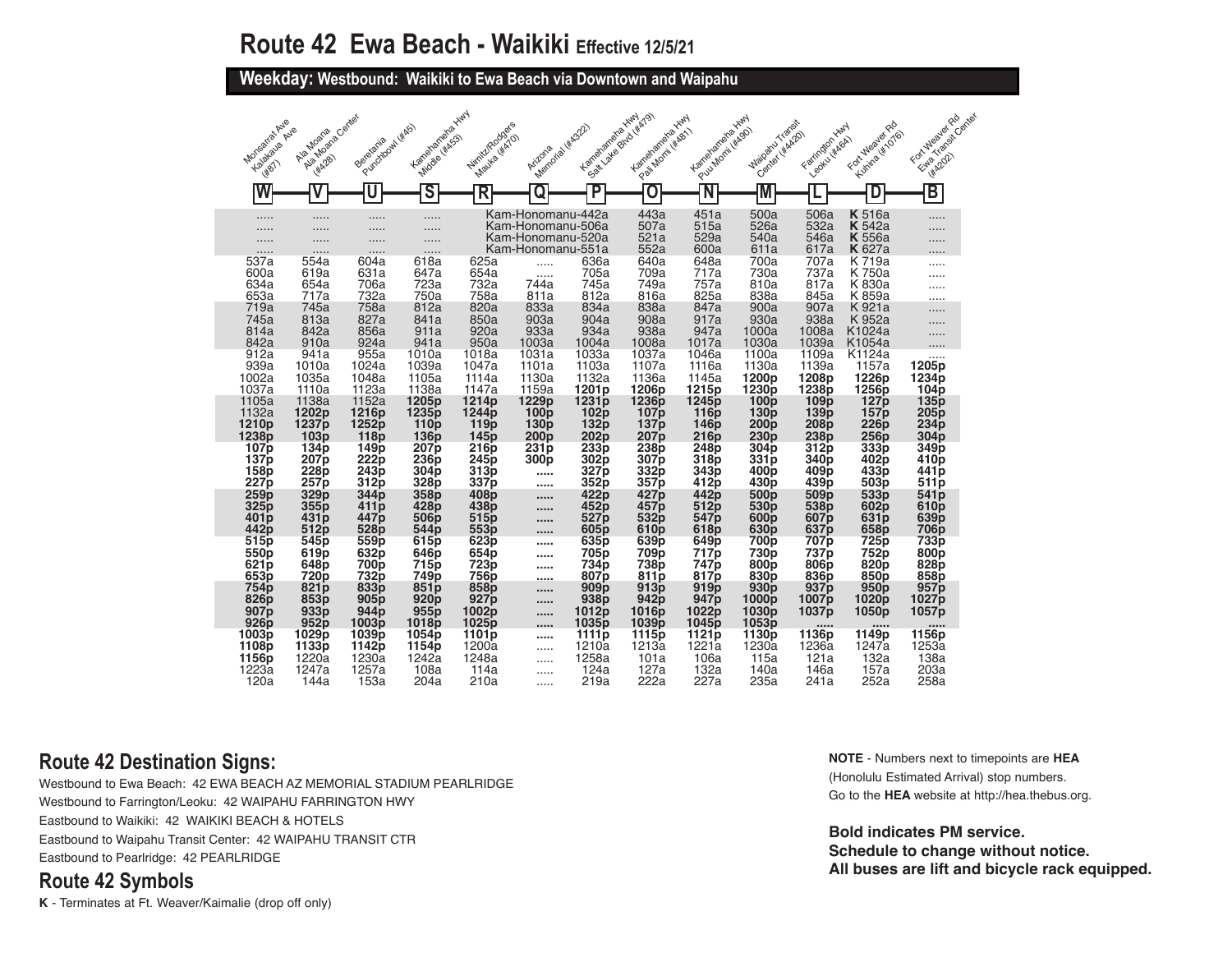# Route 42 Ewa Beach - Waikiki Effective 12/5/21

## Weekday: Westbound: Waikiki to Ewa Beach via Downtown and Waipahu

| Monsarrat Ave Kalakaua Ave (#87) | Ala Moana Ala Moana Center (#428) | Beretania Punchbowl (#45) | Kamehameha Hwy Middle (#453) | Nimitz/Rodgers Mauka (#470) | Arizona Memorial (#4322) | Kamehameha Hwy Salt Lake Blvd (#479) | Kamehameha Hwy Pali Momi (#481) | Kamehameha Hwy Puu Momi (#490) | Waipahu Transit Center (#4420) | Farrington Hwy Leoku (#464) | Fort Weaver Rd Kuhina (#1076) | Fort Weaver Rd Ewa Transit Center (#4202) |
|---|---|---|---|---|---|---|---|---|---|---|---|---|
| W | V | U | S | R | Q | P | O | N | M | L | D | B |
| ..... | ..... | ..... | ..... | Kam-Honomanu-442a | | | 443a | 451a | 500a | 506a | **K** 516a | ..... |
| ..... | ..... | ..... | ..... | Kam-Honomanu-506a | | | 507a | 515a | 526a | 532a | **K** 542a | ..... |
| ..... | ..... | ..... | ..... | Kam-Honomanu-520a | | | 521a | 529a | 540a | 546a | **K** 556a | ..... |
| ..... | ..... | ..... | ..... | Kam-Honomanu-551a | | | 552a | 600a | 611a | 617a | **K** 627a | ..... |
| 537a | 554a | 604a | 618a | 625a | ..... | 636a | 640a | 648a | 700a | 707a | K 719a | ..... |
| 600a | 619a | 631a | 647a | 654a | ..... | 705a | 709a | 717a | 730a | 737a | K 750a | ..... |
| 634a | 654a | 706a | 723a | 732a | 744a | 745a | 749a | 757a | 810a | 817a | K 830a | ..... |
| 653a | 717a | 732a | 750a | 758a | 811a | 812a | 816a | 825a | 838a | 845a | K 859a | ..... |
| 719a | 745a | 758a | 812a | 820a | 833a | 834a | 838a | 847a | 900a | 907a | K 921a | ..... |
| 745a | 813a | 827a | 841a | 850a | 903a | 904a | 908a | 917a | 930a | 938a | K 952a | ..... |
| 814a | 842a | 856a | 911a | 920a | 933a | 934a | 938a | 947a | 1000a | 1008a | K1024a | ..... |
| 842a | 910a | 924a | 941a | 950a | 1003a | 1004a | 1008a | 1017a | 1030a | 1039a | K1054a | ..... |
| 912a | 941a | 955a | 1010a | 1018a | 1031a | 1033a | 1037a | 1046a | 1100a | 1109a | K1124a | ..... |
| 939a | 1010a | 1024a | 1039a | 1047a | 1101a | 1103a | 1107a | 1116a | 1130a | 1139a | 1157a | **1205p** |
| 1002a | 1035a | 1048a | 1105a | 1114a | 1130a | 1132a | 1136a | 1145a | **1200p** | **1208p** | **1226p** | **1234p** |
| 1037a | 1110a | 1123a | 1138a | 1147a | 1159a | **1201p** | **1206p** | **1215p** | **1230p** | **1238p** | **1256p** | **104p** |
| 1105a | 1138a | 1152a | **1205p** | **1214p** | **1229p** | **1231p** | **1236p** | **1245p** | **100p** | **109p** | **127p** | **135p** |
| 1132a | **1202p** | **1216p** | **1235p** | **1244p** | **100p** | **102p** | **107p** | **116p** | **130p** | **139p** | **157p** | **205p** |
| **1210p** | **1237p** | **1252p** | **110p** | **119p** | **130p** | **132p** | **137p** | **146p** | **200p** | **208p** | **226p** | **234p** |
| **1238p** | **103p** | **118p** | **136p** | **145p** | **200p** | **202p** | **207p** | **216p** | **230p** | **238p** | **256p** | **304p** |
| **107p** | **134p** | **149p** | **207p** | **216p** | **231p** | **233p** | **238p** | **248p** | **304p** | **312p** | **333p** | **349p** |
| **137p** | **207p** | **222p** | **236p** | **245p** | **300p** | **302p** | **307p** | **318p** | **331p** | **340p** | **402p** | **410p** |
| **158p** | **228p** | **243p** | **304p** | **313p** | ..... | **327p** | **332p** | **343p** | **400p** | **409p** | **433p** | **441p** |
| **227p** | **257p** | **312p** | **328p** | **337p** | ..... | **352p** | **357p** | **412p** | **430p** | **439p** | **503p** | **511p** |
| **259p** | **329p** | **344p** | **358p** | **408p** | ..... | **422p** | **427p** | **442p** | **500p** | **509p** | **533p** | **541p** |
| **325p** | **355p** | **411p** | **428p** | **438p** | ..... | **452p** | **457p** | **512p** | **530p** | **538p** | **602p** | **610p** |
| **401p** | **431p** | **447p** | **506p** | **515p** | ..... | **527p** | **532p** | **547p** | **600p** | **607p** | **631p** | **639p** |
| **442p** | **512p** | **528p** | **544p** | **553p** | ..... | **605p** | **610p** | **618p** | **630p** | **637p** | **658p** | **706p** |
| **515p** | **545p** | **559p** | **615p** | **623p** | ..... | **635p** | **639p** | **649p** | **700p** | **707p** | **725p** | **733p** |
| **550p** | **619p** | **632p** | **646p** | **654p** | ..... | **705p** | **709p** | **717p** | **730p** | **737p** | **752p** | **800p** |
| **621p** | **648p** | **700p** | **715p** | **723p** | ..... | **734p** | **738p** | **747p** | **800p** | **806p** | **820p** | **828p** |
| **653p** | **720p** | **732p** | **749p** | **756p** | ..... | **807p** | **811p** | **817p** | **830p** | **836p** | **850p** | **858p** |
| **754p** | **821p** | **833p** | **851p** | **858p** | ..... | **909p** | **913p** | **919p** | **930p** | **937p** | **950p** | **957p** |
| **826p** | **853p** | **905p** | **920p** | **927p** | ..... | **938p** | **942p** | **947p** | **1000p** | **1007p** | **1020p** | **1027p** |
| **907p** | **933p** | **944p** | **955p** | **1002p** | ..... | **1012p** | **1016p** | **1022p** | **1030p** | **1037p** | **1050p** | **1057p** |
| **926p** | **952p** | **1003p** | **1018p** | **1025p** | ..... | **1035p** | **1039p** | **1045p** | **1053p** | ..... | ..... | ..... |
| **1003p** | **1029p** | **1039p** | **1054p** | **1101p** | ..... | **1111p** | **1115p** | **1121p** | **1130p** | **1136p** | **1149p** | **1156p** |
| **1108p** | **1133p** | **1142p** | **1154p** | 1200a | ..... | 1210a | 1213a | 1221a | 1230a | 1236a | 1247a | 1253a |
| **1156p** | 1220a | 1230a | 1242a | 1248a | ..... | 1258a | 101a | 106a | 115a | 121a | 132a | 138a |
| 1223a | 1247a | 1257a | 108a | 114a | ..... | 124a | 127a | 132a | 140a | 146a | 157a | 203a |
| 120a | 144a | 153a | 204a | 210a | ..... | 219a | 222a | 227a | 235a | 241a | 252a | 258a |

## Route 42 Destination Signs:

Westbound to Ewa Beach: 42 EWA BEACH AZ MEMORIAL STADIUM PEARLRIDGE

Westbound to Farrington/Leoku: 42 WAIPAHU FARRINGTON HWY

Eastbound to Waikiki: 42 WAIKIKI BEACH & HOTELS

Eastbound to Waipahu Transit Center: 42 WAIPAHU TRANSIT CTR

Eastbound to Pearlridge: 42 PEARLRIDGE

## Route 42 Symbols

**K** - Terminates at Ft. Weaver/Kaimalie (drop off only)

**NOTE** - Numbers next to timepoints are **HEA** (Honolulu Estimated Arrival) stop numbers. Go to the **HEA** website at http://hea.thebus.org.

**Bold indicates PM service.**
**Schedule to change without notice.**
**All buses are lift and bicycle rack equipped.**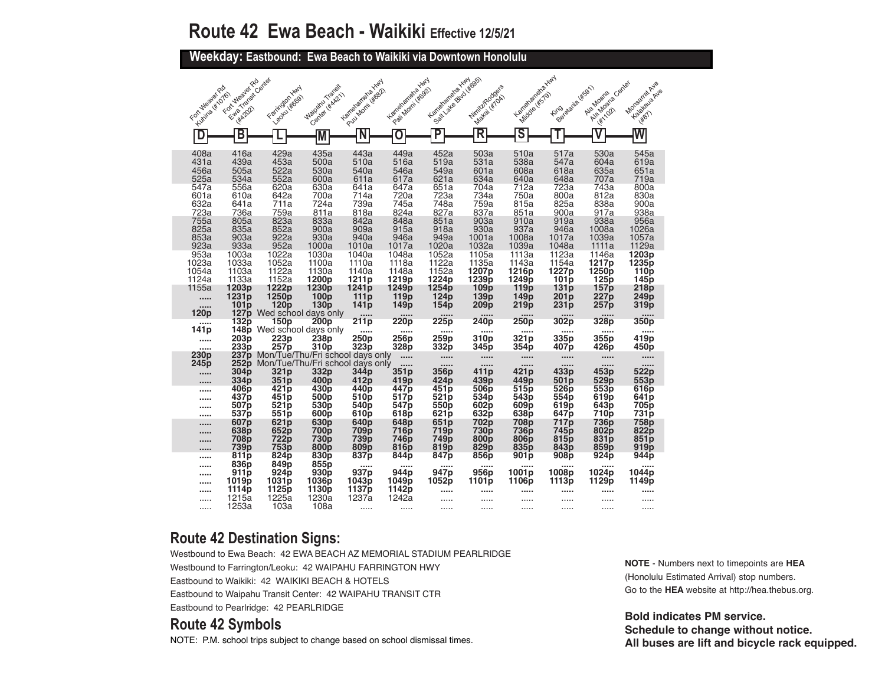# Route 42 Ewa Beach - Waikiki Effective 12/5/21

## Weekday: Eastbound: Ewa Beach to Waikiki via Downtown Honolulu

| D<br>Fort Weaver Rd Kuhina (#1076) | B<br>Fort Weaver Rd Ewa Transit Center (#4202) | L<br>Farrington Hwy Leoku (#669) | M<br>Waipahu Transit Center (#4421) | N<br>Kamehameha Hwy Puu Momi (#682) | O<br>Kamehameha Hwy Pali Momi (#692) | P<br>Kamehameha Hwy Salt Lake Blvd (#695) | R<br>Nimitz/Rodgers Makai (#704) | S<br>Kamehameha Hwy Middle (#579) | T<br>King Beretania (#591) | V<br>Ala Moana Ala Moana Center (#1102) | W<br>Monsarrat Ave Kalakaua Ave (#87) |
|---|---|---|---|---|---|---|---|---|---|---|---|
| 408a | 416a | 429a | 435a | 443a | 449a | 452a | 503a | 510a | 517a | 530a | 545a |
| 431a | 439a | 453a | 500a | 510a | 516a | 519a | 531a | 538a | 547a | 604a | 619a |
| 456a | 505a | 522a | 530a | 540a | 546a | 549a | 601a | 608a | 618a | 635a | 651a |
| 525a | 534a | 552a | 600a | 611a | 617a | 621a | 634a | 640a | 648a | 707a | 719a |
| 547a | 556a | 620a | 630a | 641a | 647a | 651a | 704a | 712a | 723a | 743a | 800a |
| 601a | 610a | 642a | 700a | 714a | 720a | 723a | 734a | 750a | 800a | 812a | 830a |
| 632a | 641a | 711a | 724a | 739a | 745a | 748a | 759a | 815a | 825a | 838a | 900a |
| 723a | 736a | 759a | 811a | 818a | 824a | 827a | 837a | 851a | 900a | 917a | 938a |
| 755a | 805a | 823a | 833a | 842a | 848a | 851a | 903a | 910a | 919a | 938a | 956a |
| 825a | 835a | 852a | 900a | 909a | 915a | 918a | 930a | 937a | 946a | 1008a | 1026a |
| 853a | 903a | 922a | 930a | 940a | 946a | 949a | 1001a | 1008a | 1017a | 1039a | 1057a |
| 923a | 933a | 952a | 1000a | 1010a | 1017a | 1020a | 1032a | 1039a | 1048a | 1111a | 1129a |
| 953a | 1003a | 1022a | 1030a | 1040a | 1048a | 1052a | 1105a | 1113a | 1123a | 1146a | **1203p** |
| 1023a | 1033a | 1052a | 1100a | 1110a | 1118a | 1122a | 1135a | 1143a | 1154a | **1217p** | **1235p** |
| 1054a | 1103a | 1122a | 1130a | 1140a | 1148a | 1152a | **1207p** | **1216p** | **1227p** | **1250p** | **110p** |
| 1124a | 1133a | 1152a | **1200p** | **1211p** | **1219p** | **1224p** | **1239p** | **1249p** | **101p** | **125p** | **145p** |
| 1155a | **1203p** | **1222p** | **1230p** | **1241p** | **1249p** | **1254p** | **109p** | **119p** | **131p** | **157p** | **218p** |
| ..... | **1231p** | **1250p** | **100p** | **111p** | **119p** | **124p** | **139p** | **149p** | **201p** | **227p** | **249p** |
| ..... | **101p** | **120p** | **130p** | **141p** | **149p** | **154p** | **209p** | **219p** | **231p** | **257p** | **319p** |
| **120p** | **127p** | Wed school days only | | ..... | ..... | ..... | ..... | ..... | ..... | ..... | ..... |
| ..... | **132p** | **150p** | **200p** | **211p** | **220p** | **225p** | **240p** | **250p** | **302p** | **328p** | **350p** |
| **141p** | **148p** | Wed school days only | | ..... | ..... | ..... | ..... | ..... | ..... | ..... | ..... |
| ..... | **203p** | **223p** | **238p** | **250p** | **256p** | **259p** | **310p** | **321p** | **335p** | **355p** | **419p** |
| ..... | **233p** | **257p** | **310p** | **323p** | **328p** | **332p** | **345p** | **354p** | **407p** | **426p** | **450p** |
| **230p** | **237p** | Mon/Tue/Thu/Fri school days only | | | ..... | ..... | ..... | ..... | ..... | ..... | ..... |
| **245p** | **252p** | Mon/Tue/Thu/Fri school days only | | | ..... | ..... | ..... | ..... | ..... | ..... | ..... |
| ..... | **304p** | **321p** | **332p** | **344p** | **351p** | **356p** | **411p** | **421p** | **433p** | **453p** | **522p** |
| ..... | **334p** | **351p** | **400p** | **412p** | **419p** | **424p** | **439p** | **449p** | **501p** | **529p** | **553p** |
| ..... | **406p** | **421p** | **430p** | **440p** | **447p** | **451p** | **506p** | **515p** | **526p** | **553p** | **616p** |
| ..... | **437p** | **451p** | **500p** | **510p** | **517p** | **521p** | **534p** | **543p** | **554p** | **619p** | **641p** |
| ..... | **507p** | **521p** | **530p** | **540p** | **547p** | **550p** | **602p** | **609p** | **619p** | **643p** | **705p** |
| ..... | **537p** | **551p** | **600p** | **610p** | **618p** | **621p** | **632p** | **638p** | **647p** | **710p** | **731p** |
| ..... | **607p** | **621p** | **630p** | **640p** | **648p** | **651p** | **702p** | **708p** | **717p** | **736p** | **758p** |
| ..... | **638p** | **652p** | **700p** | **709p** | **716p** | **719p** | **730p** | **736p** | **745p** | **802p** | **822p** |
| ..... | **708p** | **722p** | **730p** | **739p** | **746p** | **749p** | **800p** | **806p** | **815p** | **831p** | **851p** |
| ..... | **739p** | **753p** | **800p** | **809p** | **816p** | **819p** | **829p** | **835p** | **843p** | **859p** | **919p** |
| ..... | **811p** | **824p** | **830p** | **837p** | **844p** | **847p** | **856p** | **901p** | **908p** | **924p** | **944p** |
| ..... | **836p** | **849p** | **855p** | ..... | ..... | ..... | ..... | ..... | ..... | ..... | ..... |
| ..... | **911p** | **924p** | **930p** | **937p** | **944p** | **947p** | **956p** | **1001p** | **1008p** | **1024p** | **1044p** |
| ..... | **1019p** | **1031p** | **1036p** | **1043p** | **1049p** | **1052p** | **1101p** | **1106p** | **1113p** | **1129p** | **1149p** |
| ..... | **1114p** | **1125p** | **1130p** | **1137p** | **1142p** | ..... | ..... | ..... | ..... | ..... | ..... |
| ..... | 1215a | 1225a | 1230a | 1237a | 1242a | ..... | ..... | ..... | ..... | ..... | ..... |
| ..... | 1253a | 103a | 108a | ..... | ..... | ..... | ..... | ..... | ..... | ..... | ..... |

## Route 42 Destination Signs:

Westbound to Ewa Beach: 42 EWA BEACH AZ MEMORIAL STADIUM PEARLRIDGE

Westbound to Farrington/Leoku: 42 WAIPAHU FARRINGTON HWY

Eastbound to Waikiki: 42 WAIKIKI BEACH & HOTELS

Eastbound to Waipahu Transit Center: 42 WAIPAHU TRANSIT CTR

Eastbound to Pearlridge: 42 PEARLRIDGE

## Route 42 Symbols

NOTE: P.M. school trips subject to change based on school dismissal times.

**NOTE** - Numbers next to timepoints are **HEA** (Honolulu Estimated Arrival) stop numbers. Go to the **HEA** website at http://hea.thebus.org.

**Bold indicates PM service.**
**Schedule to change without notice.**
**All buses are lift and bicycle rack equipped.**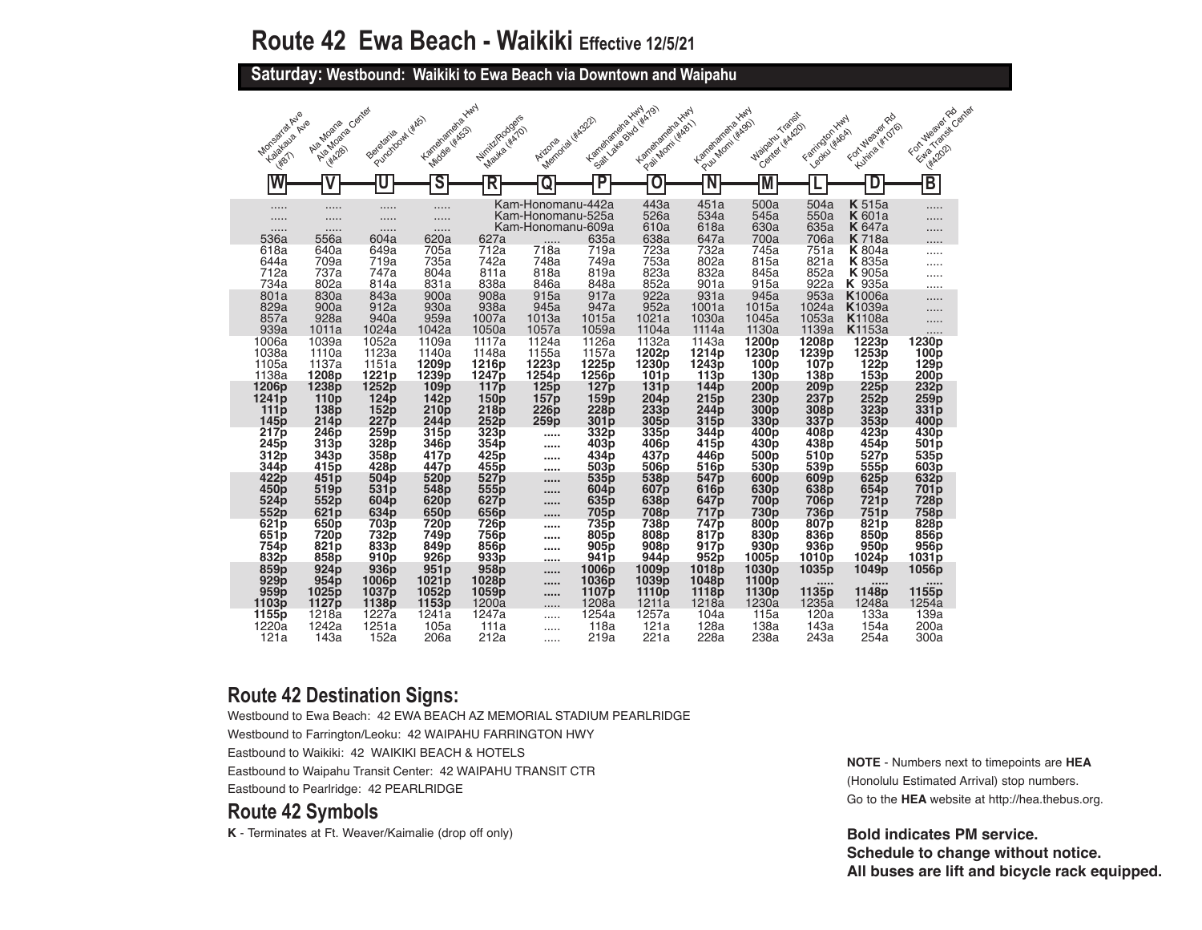# Route 42 Ewa Beach - Waikiki Effective 12/5/21

## Saturday: Westbound: Waikiki to Ewa Beach via Downtown and Waipahu

| W Monsarrat Ave Kalakaua Ave (#87) | V Ala Moana Ala Moana Center (#428) | U Beretania Punchbowl (#45) | S Kamehameha Hwy Middle (#453) | R Nimitz/Rodgers Mauka (#470) | Q Arizona Memorial (#4322) | P Kamehameha Hwy Salt Lake Blvd (#479) | O Kamehameha Hwy Pali Momi (#481) | N Kamehameha Hwy Puu Momi (#490) | M Waipahu Transit Center (#4420) | L Farrington Hwy Leoku (#464) | D Fort Weaver Rd Kuhina (#1076) | B Fort Weaver Rd Ewa Transit Center (#4202) |
|---|---|---|---|---|---|---|---|---|---|---|---|---|
| ..... | ..... | ..... | ..... | Kam-Honomanu-442a | | | 443a | 451a | 500a | 504a | K 515a | ..... |
| ..... | ..... | ..... | ..... | Kam-Honomanu-525a | | | 526a | 534a | 545a | 550a | K 601a | ..... |
| ..... | ..... | ..... | ..... | Kam-Honomanu-609a | | | 610a | 618a | 630a | 635a | K 647a | ..... |
| 536a | 556a | 604a | 620a | 627a | ..... | 635a | 638a | 647a | 700a | 706a | K 718a | ..... |
| 618a | 640a | 649a | 705a | 712a | 718a | 719a | 723a | 732a | 745a | 751a | K 804a | ..... |
| 644a | 709a | 719a | 735a | 742a | 748a | 749a | 753a | 802a | 815a | 821a | K 835a | ..... |
| 712a | 737a | 747a | 804a | 811a | 818a | 819a | 823a | 832a | 845a | 852a | K 905a | ..... |
| 734a | 802a | 814a | 831a | 838a | 846a | 848a | 852a | 901a | 915a | 922a | K 935a | ..... |
| 801a | 830a | 843a | 900a | 908a | 915a | 917a | 922a | 931a | 945a | 953a | K1006a | ..... |
| 829a | 900a | 912a | 930a | 938a | 945a | 947a | 952a | 1001a | 1015a | 1024a | K1039a | ..... |
| 857a | 928a | 940a | 959a | 1007a | 1013a | 1015a | 1021a | 1030a | 1045a | 1053a | K1108a | ..... |
| 939a | 1011a | 1024a | 1042a | 1050a | 1057a | 1059a | 1104a | 1114a | 1130a | 1139a | K1153a | ..... |
| 1006a | 1039a | 1052a | 1109a | 1117a | 1124a | 1126a | 1132a | 1143a | **1200p** | **1208p** | **1223p** | **1230p** |
| 1038a | 1110a | 1123a | 1140a | 1148a | 1155a | 1157a | **1202p** | **1214p** | **1230p** | **1239p** | **1253p** | **100p** |
| 1105a | 1137a | 1151a | **1209p** | **1216p** | **1223p** | **1225p** | **1230p** | **1243p** | **100p** | **107p** | **122p** | **129p** |
| 1138a | **1208p** | **1221p** | **1239p** | **1247p** | **1254p** | **1256p** | **101p** | **113p** | **130p** | **138p** | **153p** | **200p** |
| **1206p** | **1238p** | **1252p** | **109p** | **117p** | **125p** | **127p** | **131p** | **144p** | **200p** | **209p** | **225p** | **232p** |
| **1241p** | **110p** | **124p** | **142p** | **150p** | **157p** | **159p** | **204p** | **215p** | **230p** | **237p** | **252p** | **259p** |
| **111p** | **138p** | **152p** | **210p** | **218p** | **226p** | **228p** | **233p** | **244p** | **300p** | **308p** | **323p** | **331p** |
| **145p** | **214p** | **227p** | **244p** | **252p** | **259p** | **301p** | **305p** | **315p** | **330p** | **337p** | **353p** | **400p** |
| **217p** | **246p** | **259p** | **315p** | **323p** | ..... | **332p** | **335p** | **344p** | **400p** | **408p** | **423p** | **430p** |
| **245p** | **313p** | **328p** | **346p** | **354p** | ..... | **403p** | **406p** | **415p** | **430p** | **438p** | **454p** | **501p** |
| **312p** | **343p** | **358p** | **417p** | **425p** | ..... | **434p** | **437p** | **446p** | **500p** | **510p** | **527p** | **535p** |
| **344p** | **415p** | **428p** | **447p** | **455p** | ..... | **503p** | **506p** | **516p** | **530p** | **539p** | **555p** | **603p** |
| **422p** | **451p** | **504p** | **520p** | **527p** | ..... | **535p** | **538p** | **547p** | **600p** | **609p** | **625p** | **632p** |
| **450p** | **519p** | **531p** | **548p** | **555p** | ..... | **604p** | **607p** | **616p** | **630p** | **638p** | **654p** | **701p** |
| **524p** | **552p** | **604p** | **620p** | **627p** | ..... | **635p** | **638p** | **647p** | **700p** | **706p** | **721p** | **728p** |
| **552p** | **621p** | **634p** | **650p** | **656p** | ..... | **705p** | **708p** | **717p** | **730p** | **736p** | **751p** | **758p** |
| **621p** | **650p** | **703p** | **720p** | **726p** | ..... | **735p** | **738p** | **747p** | **800p** | **807p** | **821p** | **828p** |
| **651p** | **720p** | **732p** | **749p** | **756p** | ..... | **805p** | **808p** | **817p** | **830p** | **836p** | **850p** | **856p** |
| **754p** | **821p** | **833p** | **849p** | **856p** | ..... | **905p** | **908p** | **917p** | **930p** | **936p** | **950p** | **956p** |
| **832p** | **858p** | **910p** | **926p** | **933p** | ..... | **941p** | **944p** | **952p** | **1005p** | **1010p** | **1024p** | **1031p** |
| **859p** | **924p** | **936p** | **951p** | **958p** | ..... | **1006p** | **1009p** | **1018p** | **1030p** | **1035p** | **1049p** | **1056p** |
| **929p** | **954p** | **1006p** | **1021p** | **1028p** | ..... | **1036p** | **1039p** | **1048p** | **1100p** | ..... | ..... | ..... |
| **959p** | **1025p** | **1037p** | **1052p** | **1059p** | ..... | **1107p** | **1110p** | **1118p** | **1130p** | **1135p** | **1148p** | **1155p** |
| **1103p** | **1127p** | **1138p** | **1153p** | 1200a | ..... | 1208a | 1211a | 1218a | 1230a | 1235a | 1248a | 1254a |
| **1155p** | 1218a | 1227a | 1241a | 1247a | ..... | 1254a | 1257a | 104a | 115a | 120a | 133a | 139a |
| 1220a | 1242a | 1251a | 105a | 111a | ..... | 118a | 121a | 128a | 138a | 143a | 154a | 200a |
| 121a | 143a | 152a | 206a | 212a | ..... | 219a | 221a | 228a | 238a | 243a | 254a | 300a |

## Route 42 Destination Signs:

Westbound to Ewa Beach: 42 EWA BEACH AZ MEMORIAL STADIUM PEARLRIDGE

Westbound to Farrington/Leoku: 42 WAIPAHU FARRINGTON HWY

Eastbound to Waikiki: 42 WAIKIKI BEACH & HOTELS

Eastbound to Waipahu Transit Center: 42 WAIPAHU TRANSIT CTR

Eastbound to Pearlridge: 42 PEARLRIDGE

## Route 42 Symbols

**K** - Terminates at Ft. Weaver/Kaimalie (drop off only)

**NOTE** - Numbers next to timepoints are **HEA** (Honolulu Estimated Arrival) stop numbers. Go to the **HEA** website at http://hea.thebus.org.

**Bold indicates PM service.**
**Schedule to change without notice.**
**All buses are lift and bicycle rack equipped.**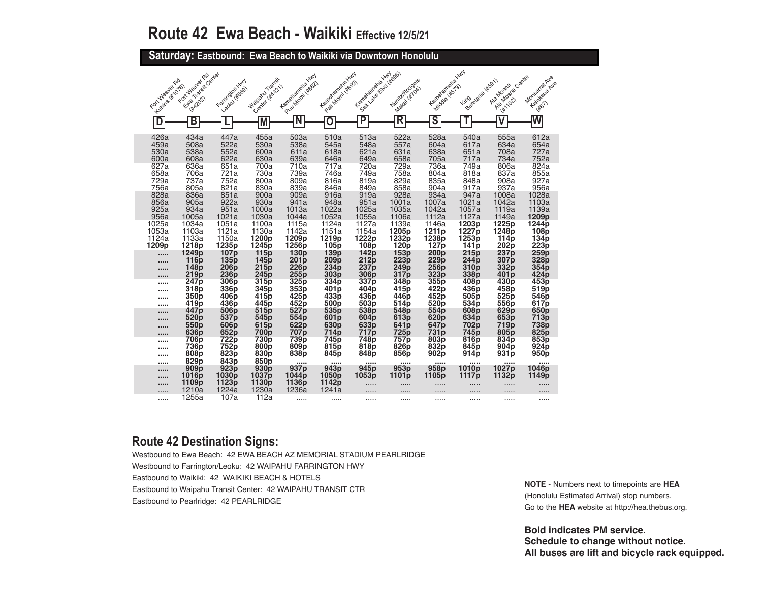# Route 42 Ewa Beach - Waikiki Effective 12/5/21

## Saturday: Eastbound: Ewa Beach to Waikiki via Downtown Honolulu

| D Fort Weaver Rd Kuhina (#1076) | B Fort Weaver Rd Ewa Transit Center (#4202) | L Farrington Hwy Leoku (#669) | M Waipahu Transit Center (#4421) | N Kamehameha Hwy Puu Momi (#682) | O Kamehameha Hwy Pali Momi (#692) | P Kamehameha Hwy Salt Lake Blvd (#695) | R Nimitz/Rodgers Makai (#704) | S Kamehameha Hwy Middle (#579) | T King Beretania (#591) | V Ala Moana Ala Moana Center (#1102) | W Monsarrat Ave Kalakaua Ave (#87) |
|---|---|---|---|---|---|---|---|---|---|---|---|
| 426a | 434a | 447a | 455a | 503a | 510a | 513a | 522a | 528a | 540a | 555a | 612a |
| 459a | 508a | 522a | 530a | 538a | 545a | 548a | 557a | 604a | 617a | 634a | 654a |
| 530a | 538a | 552a | 600a | 611a | 618a | 621a | 631a | 638a | 651a | 708a | 727a |
| 600a | 608a | 622a | 630a | 639a | 646a | 649a | 658a | 705a | 717a | 734a | 752a |
| 627a | 636a | 651a | 700a | 710a | 717a | 720a | 729a | 736a | 749a | 806a | 824a |
| 658a | 706a | 721a | 730a | 739a | 746a | 749a | 758a | 804a | 818a | 837a | 855a |
| 729a | 737a | 752a | 800a | 809a | 816a | 819a | 829a | 835a | 848a | 908a | 927a |
| 756a | 805a | 821a | 830a | 839a | 846a | 849a | 858a | 904a | 917a | 937a | 956a |
| 828a | 836a | 851a | 900a | 909a | 916a | 919a | 928a | 934a | 947a | 1008a | 1028a |
| 856a | 905a | 922a | 930a | 941a | 948a | 951a | 1001a | 1007a | 1021a | 1042a | 1103a |
| 925a | 934a | 951a | 1000a | 1013a | 1022a | 1025a | 1035a | 1042a | 1057a | 1119a | 1139a |
| 956a | 1005a | 1021a | 1030a | 1044a | 1052a | 1055a | 1106a | 1112a | 1127a | 1149a | **1209p** |
| 1025a | 1034a | 1051a | 1100a | 1115a | 1124a | 1127a | 1139a | 1146a | **1203p** | **1225p** | **1244p** |
| 1053a | 1103a | 1121a | 1130a | 1142a | 1151a | 1154a | **1205p** | **1211p** | **1227p** | **1248p** | **108p** |
| 1124a | 1133a | 1150a | **1200p** | **1209p** | **1219p** | **1222p** | **1232p** | **1238p** | **1253p** | **114p** | **134p** |
| **1209p** | **1218p** | **1235p** | **1245p** | **1256p** | **105p** | **108p** | **120p** | **127p** | **141p** | **202p** | **223p** |
| ..... | **1249p** | **107p** | **115p** | **130p** | **139p** | **142p** | **153p** | **200p** | **215p** | **237p** | **259p** |
| ..... | **116p** | **135p** | **145p** | **201p** | **209p** | **212p** | **223p** | **229p** | **244p** | **307p** | **328p** |
| ..... | **148p** | **206p** | **215p** | **226p** | **234p** | **237p** | **249p** | **256p** | **310p** | **332p** | **354p** |
| ..... | **219p** | **236p** | **245p** | **255p** | **303p** | **306p** | **317p** | **323p** | **338p** | **401p** | **424p** |
| ..... | **247p** | **306p** | **315p** | **325p** | **334p** | **337p** | **348p** | **355p** | **408p** | **430p** | **453p** |
| ..... | **318p** | **336p** | **345p** | **353p** | **401p** | **404p** | **415p** | **422p** | **436p** | **458p** | **519p** |
| ..... | **350p** | **406p** | **415p** | **425p** | **433p** | **436p** | **446p** | **452p** | **505p** | **525p** | **546p** |
| ..... | **419p** | **436p** | **445p** | **452p** | **500p** | **503p** | **514p** | **520p** | **534p** | **556p** | **617p** |
| ..... | **447p** | **506p** | **515p** | **527p** | **535p** | **538p** | **548p** | **554p** | **608p** | **629p** | **650p** |
| ..... | **520p** | **537p** | **545p** | **554p** | **601p** | **604p** | **613p** | **620p** | **634p** | **653p** | **713p** |
| ..... | **550p** | **606p** | **615p** | **622p** | **630p** | **633p** | **641p** | **647p** | **702p** | **719p** | **738p** |
| ..... | **636p** | **652p** | **700p** | **707p** | **714p** | **717p** | **725p** | **731p** | **745p** | **805p** | **825p** |
| ..... | **706p** | **722p** | **730p** | **739p** | **745p** | **748p** | **757p** | **803p** | **816p** | **834p** | **853p** |
| ..... | **736p** | **752p** | **800p** | **809p** | **815p** | **818p** | **826p** | **832p** | **845p** | **904p** | **924p** |
| ..... | **808p** | **823p** | **830p** | **838p** | **845p** | **848p** | **856p** | **902p** | **914p** | **931p** | **950p** |
| ..... | **829p** | **843p** | **850p** | ..... | ..... | ..... | ..... | ..... | ..... | ..... | ..... |
| ..... | **909p** | **923p** | **930p** | **937p** | **943p** | **945p** | **953p** | **958p** | **1010p** | **1027p** | **1046p** |
| ..... | **1016p** | **1030p** | **1037p** | **1044p** | **1050p** | **1053p** | **1101p** | **1105p** | **1117p** | **1132p** | **1149p** |
| ..... | **1109p** | **1123p** | **1130p** | **1136p** | **1142p** | ..... | ..... | ..... | ..... | ..... | ..... |
| ..... | 1210a | 1224a | 1230a | 1236a | 1241a | ..... | ..... | ..... | ..... | ..... | ..... |
| ..... | 1255a | 107a | 112a | ..... | ..... | ..... | ..... | ..... | ..... | ..... | ..... |

## Route 42 Destination Signs:

Westbound to Ewa Beach: 42 EWA BEACH AZ MEMORIAL STADIUM PEARLRIDGE
Westbound to Farrington/Leoku: 42 WAIPAHU FARRINGTON HWY
Eastbound to Waikiki: 42 WAIKIKI BEACH & HOTELS
Eastbound to Waipahu Transit Center: 42 WAIPAHU TRANSIT CTR
Eastbound to Pearlridge: 42 PEARLRIDGE

**NOTE** - Numbers next to timepoints are **HEA** (Honolulu Estimated Arrival) stop numbers. Go to the **HEA** website at http://hea.thebus.org.

**Bold indicates PM service.**
**Schedule to change without notice.**
**All buses are lift and bicycle rack equipped.**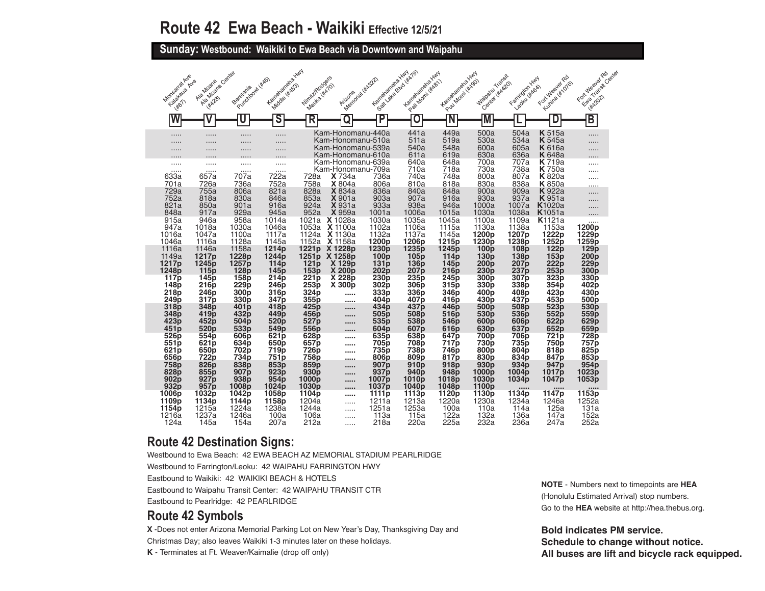# Route 42 Ewa Beach - Waikiki Effective 12/5/21

## Sunday: Westbound: Waikiki to Ewa Beach via Downtown and Waipahu

| W Monsarrat Ave Kalakaua Ave (#87) | V Ala Moana Ala Moana Center (#428) | U Beretania Punchbowl (#45) | S Kamehameha Hwy Middle (#453) | R Nimitz/Rodgers Mauka (#470) | Q Arizona Memorial (#4322) | P Kamehameha Hwy Salt Lake Blvd (#479) | O Kamehameha Hwy Pali Momi (#481) | N Kamehameha Hwy Puu Momi (#490) | M Waipahu Transit Center (#4420) | L Farrington Hwy Leoku (#464) | D Fort Weaver Rd Kuhina (#1076) | B Fort Weaver Rd Ewa Transit Center (#4202) |
|---|---|---|---|---|---|---|---|---|---|---|---|---|
| ..... | ..... | ..... | ..... | Kam-Honomanu-440a | | | 441a | 449a | 500a | 504a | K 515a | ..... |
| ..... | ..... | ..... | ..... | Kam-Honomanu-510a | | | 511a | 519a | 530a | 534a | K 545a | ..... |
| ..... | ..... | ..... | ..... | Kam-Honomanu-539a | | | 540a | 548a | 600a | 605a | K 616a | ..... |
| ..... | ..... | ..... | ..... | Kam-Honomanu-610a | | | 611a | 619a | 630a | 636a | K 648a | ..... |
| ..... | ..... | ..... | ..... | Kam-Honomanu-639a | | | 640a | 648a | 700a | 707a | K 719a | ..... |
| ..... | ..... | ..... | ..... | Kam-Honomanu-709a | | | 710a | 718a | 730a | 738a | K 750a | ..... |
| 633a | 657a | 707a | 722a | 728a | X 734a | 736a | 740a | 748a | 800a | 807a | K 820a | ..... |
| 701a | 726a | 736a | 752a | 758a | X 804a | 806a | 810a | 818a | 830a | 838a | K 850a | ..... |
| 729a | 755a | 806a | 821a | 828a | X 834a | 836a | 840a | 848a | 900a | 909a | K 922a | ..... |
| 752a | 818a | 830a | 846a | 853a | X 901a | 903a | 907a | 916a | 930a | 937a | K 951a | ..... |
| 821a | 850a | 901a | 916a | 924a | X 931a | 933a | 938a | 946a | 1000a | 1007a | K 1020a | ..... |
| 848a | 917a | 929a | 945a | 952a | X 959a | 1001a | 1006a | 1015a | 1030a | 1038a | K 1051a | ..... |
| 915a | 946a | 958a | 1014a | 1021a | X 1028a | 1030a | 1035a | 1045a | 1100a | 1109a | K 1121a | ..... |
| 947a | 1018a | 1030a | 1046a | 1053a | X 1100a | 1102a | 1106a | 1115a | 1130a | 1138a | 1153a | **1200p** |
| 1016a | 1047a | 1100a | 1117a | 1124a | X 1130a | 1132a | 1137a | 1145a | **1200p** | **1207p** | **1222p** | **1229p** |
| 1046a | 1116a | 1128a | 1145a | 1152a | X 1158a | **1200p** | **1206p** | **1215p** | **1230p** | **1238p** | **1252p** | **1259p** |
| 1116a | 1146a | 1158a | **1214p** | **1221p** | **X 1228p** | **1230p** | **1235p** | **1245p** | **100p** | **108p** | **122p** | **129p** |
| 1149a | **1217p** | **1228p** | **1244p** | **1251p** | **X 1258p** | **100p** | **105p** | **114p** | **130p** | **138p** | **153p** | **200p** |
| **1217p** | **1245p** | **1257p** | **114p** | **121p** | **X 129p** | **131p** | **136p** | **145p** | **200p** | **207p** | **222p** | **229p** |
| **1248p** | **115p** | **128p** | **145p** | **153p** | **X 200p** | **202p** | **207p** | **216p** | **230p** | **237p** | **253p** | **300p** |
| **117p** | **145p** | **158p** | **214p** | **221p** | **X 228p** | **230p** | **235p** | **245p** | **300p** | **307p** | **323p** | **330p** |
| **148p** | **216p** | **229p** | **246p** | **253p** | **X 300p** | **302p** | **306p** | **315p** | **330p** | **338p** | **354p** | **402p** |
| **218p** | **246p** | **300p** | **316p** | **324p** | ..... | **333p** | **336p** | **346p** | **400p** | **408p** | **423p** | **430p** |
| **249p** | **317p** | **330p** | **347p** | **355p** | ..... | **404p** | **407p** | **416p** | **430p** | **437p** | **453p** | **500p** |
| **318p** | **348p** | **401p** | **418p** | **425p** | ..... | **434p** | **437p** | **446p** | **500p** | **508p** | **523p** | **530p** |
| **348p** | **419p** | **432p** | **449p** | **456p** | ..... | **505p** | **508p** | **516p** | **530p** | **536p** | **552p** | **559p** |
| **423p** | **452p** | **504p** | **520p** | **527p** | ..... | **535p** | **538p** | **546p** | **600p** | **606p** | **622p** | **629p** |
| **451p** | **520p** | **533p** | **549p** | **556p** | ..... | **604p** | **607p** | **616p** | **630p** | **637p** | **652p** | **659p** |
| **526p** | **554p** | **606p** | **621p** | **628p** | ..... | **635p** | **638p** | **647p** | **700p** | **706p** | **721p** | **728p** |
| **551p** | **621p** | **634p** | **650p** | **657p** | ..... | **705p** | **708p** | **717p** | **730p** | **735p** | **750p** | **757p** |
| **621p** | **650p** | **702p** | **719p** | **726p** | ..... | **735p** | **738p** | **746p** | **800p** | **804p** | **818p** | **825p** |
| **656p** | **722p** | **734p** | **751p** | **758p** | ..... | **806p** | **809p** | **817p** | **830p** | **834p** | **847p** | **853p** |
| **758p** | **826p** | **838p** | **853p** | **859p** | ..... | **907p** | **910p** | **918p** | **930p** | **934p** | **947p** | **954p** |
| **828p** | **855p** | **907p** | **923p** | **930p** | ..... | **937p** | **940p** | **948p** | **1000p** | **1004p** | **1017p** | **1023p** |
| **902p** | **927p** | **938p** | **954p** | **1000p** | ..... | **1007p** | **1010p** | **1018p** | **1030p** | **1034p** | **1047p** | **1053p** |
| **932p** | **957p** | **1008p** | **1024p** | **1030p** | ..... | **1037p** | **1040p** | **1048p** | **1100p** | ..... | ..... | ..... |
| **1006p** | **1032p** | **1042p** | **1058p** | **1104p** | ..... | **1111p** | **1113p** | **1120p** | **1130p** | **1134p** | **1147p** | **1153p** |
| **1109p** | **1134p** | **1144p** | **1158p** | 1204a | ..... | 1211a | 1213a | 1220a | 1230a | 1234a | 1246a | 1252a |
| **1154p** | 1215a | 1224a | 1238a | 1244a | ..... | 1251a | 1253a | 100a | 110a | 114a | 125a | 131a |
| 1216a | 1237a | 1246a | 100a | 106a | ..... | 113a | 115a | 122a | 132a | 136a | 147a | 152a |
| 124a | 145a | 154a | 207a | 212a | ..... | 218a | 220a | 225a | 232a | 236a | 247a | 252a |

## Route 42 Destination Signs:

Westbound to Ewa Beach: 42 EWA BEACH AZ MEMORIAL STADIUM PEARLRIDGE

Westbound to Farrington/Leoku: 42 WAIPAHU FARRINGTON HWY

Eastbound to Waikiki: 42 WAIKIKI BEACH & HOTELS

Eastbound to Waipahu Transit Center: 42 WAIPAHU TRANSIT CTR

Eastbound to Pearlridge: 42 PEARLRIDGE

## Route 42 Symbols

**X** -Does not enter Arizona Memorial Parking Lot on New Year's Day, Thanksgiving Day and Christmas Day; also leaves Waikiki 1-3 minutes later on these holidays.

**K** - Terminates at Ft. Weaver/Kaimalie (drop off only)

**NOTE** - Numbers next to timepoints are **HEA** (Honolulu Estimated Arrival) stop numbers. Go to the **HEA** website at http://hea.thebus.org.

**Bold indicates PM service.**
**Schedule to change without notice.**
**All buses are lift and bicycle rack equipped.**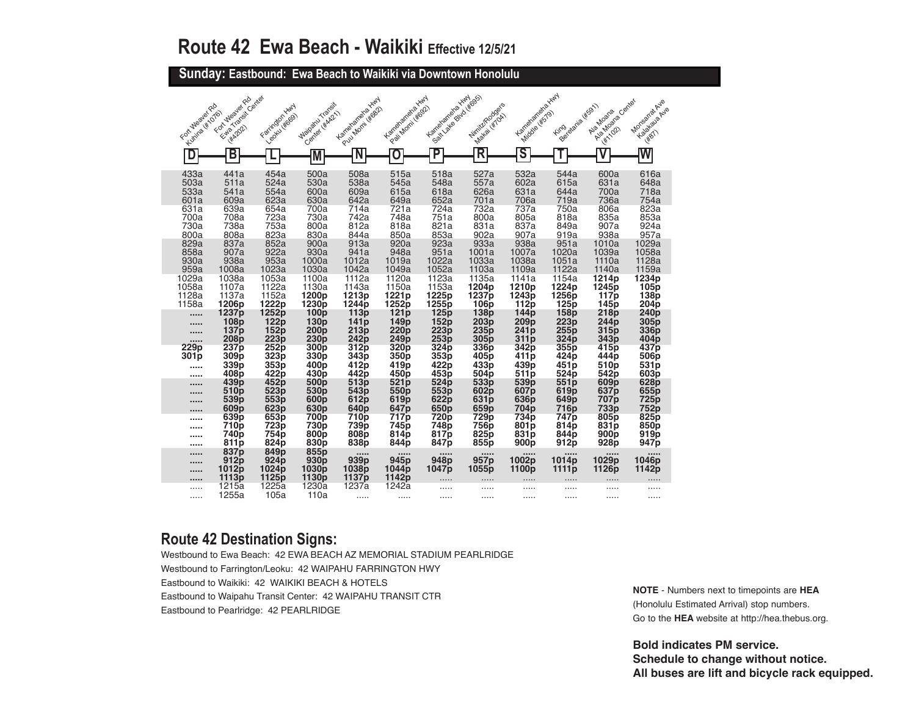# Route 42 Ewa Beach - Waikiki Effective 12/5/21

## Sunday: Eastbound: Ewa Beach to Waikiki via Downtown Honolulu

| D Fort Weaver Rd Kuhina (#1076) | B Fort Weaver Rd Ewa Transit Center (#4202) | L Farrington Hwy Leoku (#669) | M Waipahu Transit Center (#4421) | N Kamehameha Hwy Puu Momi (#682) | O Kamehameha Hwy Pali Momi (#692) | P Kamehameha Hwy Salt Lake Blvd (#695) | R Nimitz/Rodgers Makai (#704) | S Kamehameha Hwy Middle (#579) | T King Beretania (#591) | V Ala Moana Ala Moana Center (#1102) | W Monsarrat Ave Kalakaua Ave (#87) |
|---|---|---|---|---|---|---|---|---|---|---|---|
| 433a | 441a | 454a | 500a | 508a | 515a | 518a | 527a | 532a | 544a | 600a | 616a |
| 503a | 511a | 524a | 530a | 538a | 545a | 548a | 557a | 602a | 615a | 631a | 648a |
| 533a | 541a | 554a | 600a | 609a | 615a | 618a | 626a | 631a | 644a | 700a | 718a |
| 601a | 609a | 623a | 630a | 642a | 649a | 652a | 701a | 706a | 719a | 736a | 754a |
| 631a | 639a | 654a | 700a | 714a | 721a | 724a | 732a | 737a | 750a | 806a | 823a |
| 700a | 708a | 723a | 730a | 742a | 748a | 751a | 800a | 805a | 818a | 835a | 853a |
| 730a | 738a | 753a | 800a | 812a | 818a | 821a | 831a | 837a | 849a | 907a | 924a |
| 800a | 808a | 823a | 830a | 844a | 850a | 853a | 902a | 907a | 919a | 938a | 957a |
| 829a | 837a | 852a | 900a | 913a | 920a | 923a | 933a | 938a | 951a | 1010a | 1029a |
| 858a | 907a | 922a | 930a | 941a | 948a | 951a | 1001a | 1007a | 1020a | 1039a | 1058a |
| 930a | 938a | 953a | 1000a | 1012a | 1019a | 1022a | 1033a | 1038a | 1051a | 1110a | 1128a |
| 959a | 1008a | 1023a | 1030a | 1042a | 1049a | 1052a | 1103a | 1109a | 1122a | 1140a | 1159a |
| 1029a | 1038a | 1053a | 1100a | 1112a | 1120a | 1123a | 1135a | 1141a | 1154a | **1214p** | **1234p** |
| 1058a | 1107a | 1122a | 1130a | 1143a | 1150a | 1153a | **1204p** | **1210p** | **1224p** | **1245p** | **105p** |
| 1128a | 1137a | 1152a | **1200p** | **1213p** | **1221p** | **1225p** | **1237p** | **1243p** | **1256p** | **117p** | **138p** |
| 1158a | **1206p** | **1222p** | **1230p** | **1244p** | **1252p** | **1255p** | **106p** | **112p** | **125p** | **145p** | **204p** |
| ..... | **1237p** | **1252p** | **100p** | **113p** | **121p** | **125p** | **138p** | **144p** | **158p** | **218p** | **240p** |
| ..... | **108p** | **122p** | **130p** | **141p** | **149p** | **152p** | **203p** | **209p** | **223p** | **244p** | **305p** |
| ..... | **137p** | **152p** | **200p** | **213p** | **220p** | **223p** | **235p** | **241p** | **255p** | **315p** | **336p** |
| ..... | **208p** | **223p** | **230p** | **242p** | **249p** | **253p** | **305p** | **311p** | **324p** | **343p** | **404p** |
| **229p** | **237p** | **252p** | **300p** | **312p** | **320p** | **324p** | **336p** | **342p** | **355p** | **415p** | **437p** |
| **301p** | **309p** | **323p** | **330p** | **343p** | **350p** | **353p** | **405p** | **411p** | **424p** | **444p** | **506p** |
| ..... | **339p** | **353p** | **400p** | **412p** | **419p** | **422p** | **433p** | **439p** | **451p** | **510p** | **531p** |
| ..... | **408p** | **422p** | **430p** | **442p** | **450p** | **453p** | **504p** | **511p** | **524p** | **542p** | **603p** |
| ..... | **439p** | **452p** | **500p** | **513p** | **521p** | **524p** | **533p** | **539p** | **551p** | **609p** | **628p** |
| ..... | **510p** | **523p** | **530p** | **543p** | **550p** | **553p** | **602p** | **607p** | **619p** | **637p** | **655p** |
| ..... | **539p** | **553p** | **600p** | **612p** | **619p** | **622p** | **631p** | **636p** | **649p** | **707p** | **725p** |
| ..... | **609p** | **623p** | **630p** | **640p** | **647p** | **650p** | **659p** | **704p** | **716p** | **733p** | **752p** |
| ..... | **639p** | **653p** | **700p** | **710p** | **717p** | **720p** | **729p** | **734p** | **747p** | **805p** | **825p** |
| ..... | **710p** | **723p** | **730p** | **739p** | **745p** | **748p** | **756p** | **801p** | **814p** | **831p** | **850p** |
| ..... | **740p** | **754p** | **800p** | **808p** | **814p** | **817p** | **825p** | **831p** | **844p** | **900p** | **919p** |
| ..... | **811p** | **824p** | **830p** | **838p** | **844p** | **847p** | **855p** | **900p** | **912p** | **928p** | **947p** |
| ..... | **837p** | **849p** | **855p** | ..... | ..... | ..... | ..... | ..... | ..... | ..... | ..... |
| ..... | **912p** | **924p** | **930p** | **939p** | **945p** | **948p** | **957p** | **1002p** | **1014p** | **1029p** | **1046p** |
| ..... | **1012p** | **1024p** | **1030p** | **1038p** | **1044p** | **1047p** | **1055p** | **1100p** | **1111p** | **1126p** | **1142p** |
| ..... | **1113p** | **1125p** | **1130p** | **1137p** | **1142p** | ..... | ..... | ..... | ..... | ..... | ..... |
| ..... | 1215a | 1225a | 1230a | 1237a | 1242a | ..... | ..... | ..... | ..... | ..... | ..... |
| ..... | 1255a | 105a | 110a | ..... | ..... | ..... | ..... | ..... | ..... | ..... | ..... |

## Route 42 Destination Signs:

Westbound to Ewa Beach: 42 EWA BEACH AZ MEMORIAL STADIUM PEARLRIDGE

Westbound to Farrington/Leoku: 42 WAIPAHU FARRINGTON HWY

Eastbound to Waikiki: 42 WAIKIKI BEACH & HOTELS

Eastbound to Waipahu Transit Center: 42 WAIPAHU TRANSIT CTR

Eastbound to Pearlridge: 42 PEARLRIDGE

**NOTE** - Numbers next to timepoints are **HEA** (Honolulu Estimated Arrival) stop numbers. Go to the **HEA** website at http://hea.thebus.org.

**Bold indicates PM service.**
**Schedule to change without notice.**
**All buses are lift and bicycle rack equipped.**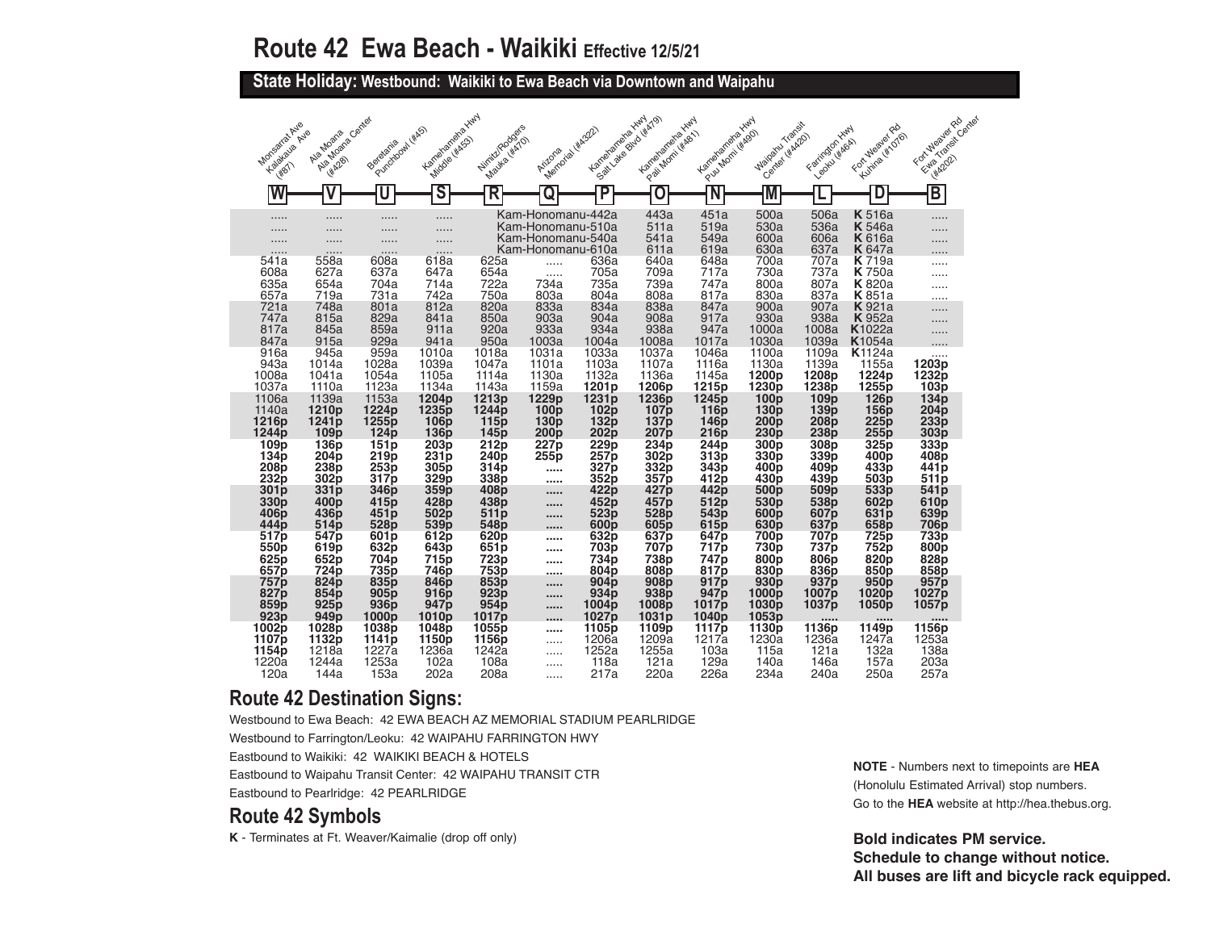# Route 42 Ewa Beach - Waikiki Effective 12/5/21

## State Holiday: Westbound: Waikiki to Ewa Beach via Downtown and Waipahu

| W Monsarrat Ave Kalakaua Ave (#87) | V Ala Moana Ala Moana Center (#428) | U Beretania Punchbowl (#45) | S Kamehameha Hwy Middle (#453) | R Nimitz/Rodgers Mauka (#470) | Q Arizona Memorial (#4322) | P Kamehameha Hwy Salt Lake Blvd (#479) | O Kamehameha Hwy Pali Momi (#481) | N Kamehameha Hwy Puu Momi (#490) | M Waipahu Transit Center (#4420) | L Farrington Hwy Leoku (#464) | D Fort Weaver Rd Kuhina (#1076) | B Fort Weaver Rd Ewa Transit Center (#4202) |
|---|---|---|---|---|---|---|---|---|---|---|---|---|
| ..... | ..... | ..... | ..... | Kam-Honomanu-442a | | | 443a | 451a | 500a | 506a | K 516a | ..... |
| ..... | ..... | ..... | ..... | Kam-Honomanu-510a | | | 511a | 519a | 530a | 536a | K 546a | ..... |
| ..... | ..... | ..... | ..... | Kam-Honomanu-540a | | | 541a | 549a | 600a | 606a | K 616a | ..... |
| ..... | ..... | ..... | ..... | Kam-Honomanu-610a | | | 611a | 619a | 630a | 637a | K 647a | ..... |
| 541a | 558a | 608a | 618a | 625a | ..... | 636a | 640a | 648a | 700a | 707a | K 719a | ..... |
| 608a | 627a | 637a | 647a | 654a | ..... | 705a | 709a | 717a | 730a | 737a | K 750a | ..... |
| 635a | 654a | 704a | 714a | 722a | 734a | 735a | 739a | 747a | 800a | 807a | K 820a | ..... |
| 657a | 719a | 731a | 742a | 750a | 803a | 804a | 808a | 817a | 830a | 837a | K 851a | ..... |
| 721a | 748a | 801a | 812a | 820a | 833a | 834a | 838a | 847a | 900a | 907a | K 921a | ..... |
| 747a | 815a | 829a | 841a | 850a | 903a | 904a | 908a | 917a | 930a | 938a | K 952a | ..... |
| 817a | 845a | 859a | 911a | 920a | 933a | 934a | 938a | 947a | 1000a | 1008a | K1022a | ..... |
| 847a | 915a | 929a | 941a | 950a | 1003a | 1004a | 1008a | 1017a | 1030a | 1039a | K1054a | ..... |
| 916a | 945a | 959a | 1010a | 1018a | 1031a | 1033a | 1037a | 1046a | 1100a | 1109a | K1124a | ..... |
| 943a | 1014a | 1028a | 1039a | 1047a | 1101a | 1103a | 1107a | 1116a | 1130a | 1139a | 1155a | **1203p** |
| 1008a | 1041a | 1054a | 1105a | 1114a | 1130a | 1132a | 1136a | 1145a | **1200p** | **1208p** | **1224p** | **1232p** |
| 1037a | 1110a | 1123a | 1134a | 1143a | 1159a | **1201p** | **1206p** | **1215p** | **1230p** | **1238p** | **1255p** | **103p** |
| 1106a | 1139a | 1153a | **1204p** | **1213p** | **1229p** | **1231p** | **1236p** | **1245p** | **100p** | **109p** | **126p** | **134p** |
| 1140a | **1210p** | **1224p** | **1235p** | **1244p** | **100p** | **102p** | **107p** | **116p** | **130p** | **139p** | **156p** | **204p** |
| **1216p** | **1241p** | **1255p** | **106p** | **115p** | **130p** | **132p** | **137p** | **146p** | **200p** | **208p** | **225p** | **233p** |
| **1244p** | **109p** | **124p** | **136p** | **145p** | **200p** | **202p** | **207p** | **216p** | **230p** | **238p** | **255p** | **303p** |
| **109p** | **136p** | **151p** | **203p** | **212p** | **227p** | **229p** | **234p** | **244p** | **300p** | **308p** | **325p** | **333p** |
| **134p** | **204p** | **219p** | **231p** | **240p** | **255p** | **257p** | **302p** | **313p** | **330p** | **339p** | **400p** | **408p** |
| **208p** | **238p** | **253p** | **305p** | **314p** | ..... | **327p** | **332p** | **343p** | **400p** | **409p** | **433p** | **441p** |
| **232p** | **302p** | **317p** | **329p** | **338p** | ..... | **352p** | **357p** | **412p** | **430p** | **439p** | **503p** | **511p** |
| **301p** | **331p** | **346p** | **359p** | **408p** | ..... | **422p** | **427p** | **442p** | **500p** | **509p** | **533p** | **541p** |
| **330p** | **400p** | **415p** | **428p** | **438p** | ..... | **452p** | **457p** | **512p** | **530p** | **538p** | **602p** | **610p** |
| **406p** | **436p** | **451p** | **502p** | **511p** | ..... | **523p** | **528p** | **543p** | **600p** | **607p** | **631p** | **639p** |
| **444p** | **514p** | **528p** | **539p** | **548p** | ..... | **600p** | **605p** | **615p** | **630p** | **637p** | **658p** | **706p** |
| **517p** | **547p** | **601p** | **612p** | **620p** | ..... | **632p** | **637p** | **647p** | **700p** | **707p** | **725p** | **733p** |
| **550p** | **619p** | **632p** | **643p** | **651p** | ..... | **703p** | **707p** | **717p** | **730p** | **737p** | **752p** | **800p** |
| **625p** | **652p** | **704p** | **715p** | **723p** | ..... | **734p** | **738p** | **747p** | **800p** | **806p** | **820p** | **828p** |
| **657p** | **724p** | **735p** | **746p** | **753p** | ..... | **804p** | **808p** | **817p** | **830p** | **836p** | **850p** | **858p** |
| **757p** | **824p** | **835p** | **846p** | **853p** | ..... | **904p** | **908p** | **917p** | **930p** | **937p** | **950p** | **957p** |
| **827p** | **854p** | **905p** | **916p** | **923p** | ..... | **934p** | **938p** | **947p** | **1000p** | **1007p** | **1020p** | **1027p** |
| **859p** | **925p** | **936p** | **947p** | **954p** | ..... | **1004p** | **1008p** | **1017p** | **1030p** | **1037p** | **1050p** | **1057p** |
| **923p** | **949p** | **1000p** | **1010p** | **1017p** | ..... | **1027p** | **1031p** | **1040p** | **1053p** | ..... | ..... | ..... |
| **1002p** | **1028p** | **1038p** | **1048p** | **1055p** | ..... | **1105p** | **1109p** | **1117p** | **1130p** | **1136p** | **1149p** | **1156p** |
| **1107p** | **1132p** | **1141p** | **1150p** | **1156p** | ..... | 1206a | 1209a | 1217a | 1230a | 1236a | 1247a | 1253a |
| **1154p** | 1218a | 1227a | 1236a | 1242a | ..... | 1252a | 1255a | 103a | 115a | 121a | 132a | 138a |
| 1220a | 1244a | 1253a | 102a | 108a | ..... | 118a | 121a | 129a | 140a | 146a | 157a | 203a |
| 120a | 144a | 153a | 202a | 208a | ..... | 217a | 220a | 226a | 234a | 240a | 250a | 257a |

## Route 42 Destination Signs:

Westbound to Ewa Beach: 42 EWA BEACH AZ MEMORIAL STADIUM PEARLRIDGE

Westbound to Farrington/Leoku: 42 WAIPAHU FARRINGTON HWY

Eastbound to Waikiki: 42 WAIKIKI BEACH & HOTELS

Eastbound to Waipahu Transit Center: 42 WAIPAHU TRANSIT CTR

Eastbound to Pearlridge: 42 PEARLRIDGE

## Route 42 Symbols

**K** - Terminates at Ft. Weaver/Kaimalie (drop off only)

**NOTE** - Numbers next to timepoints are **HEA** (Honolulu Estimated Arrival) stop numbers. Go to the **HEA** website at http://hea.thebus.org.

**Bold indicates PM service.**
**Schedule to change without notice.**
**All buses are lift and bicycle rack equipped.**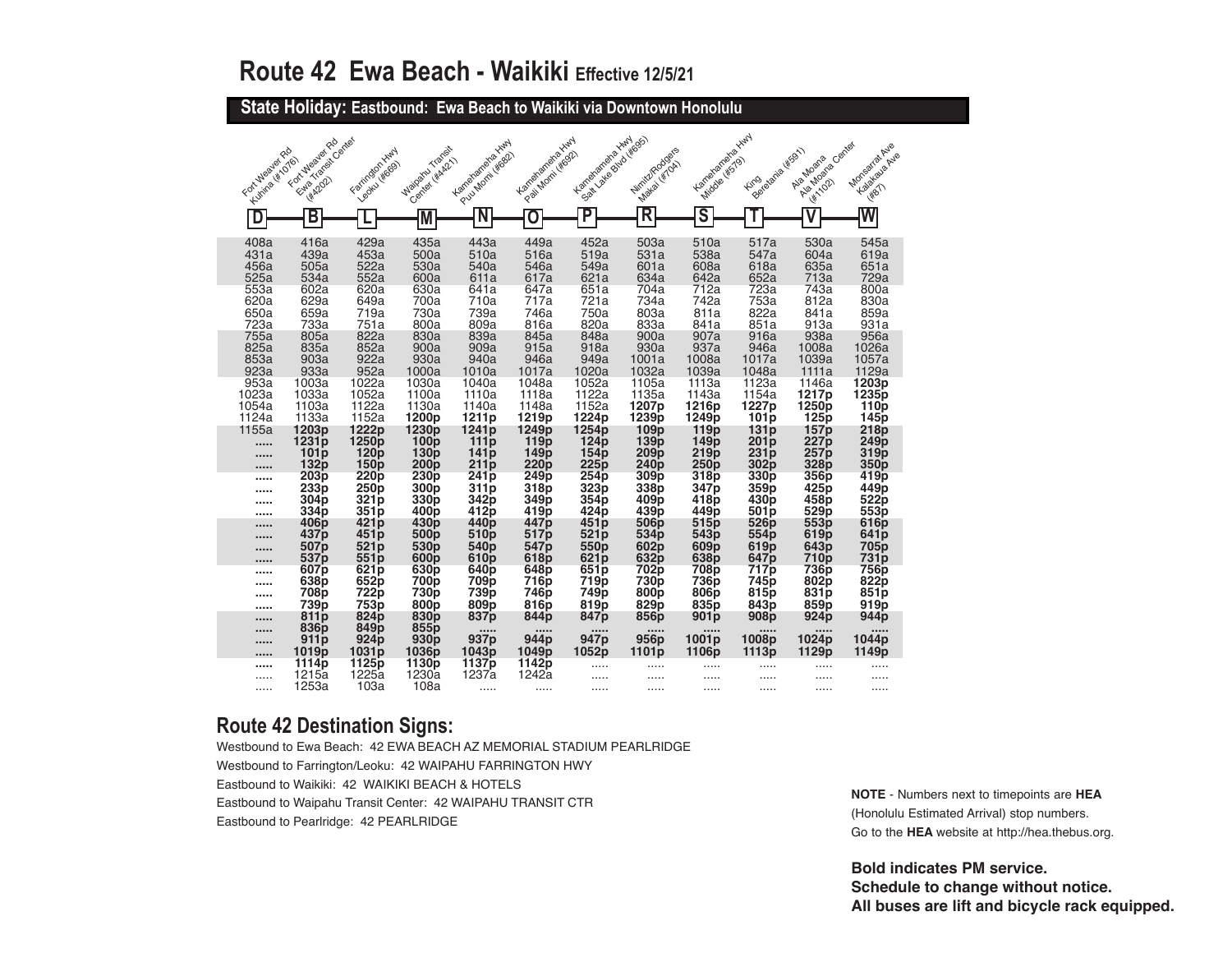# Route 42 Ewa Beach - Waikiki Effective 12/5/21

## State Holiday: Eastbound: Ewa Beach to Waikiki via Downtown Honolulu

| D<br>Fort Weaver Rd Kuhina (#1076) | B<br>Fort Weaver Rd Ewa Transit Center (#4202) | L<br>Farrington Hwy Leoku (#669) | M<br>Waipahu Transit Center (#4421) | N<br>Kamehameha Hwy Puu Momi (#682) | O<br>Kamehameha Hwy Pali Momi (#692) | P<br>Kamehameha Hwy Salt Lake Blvd (#695) | R<br>Nimitz/Rodgers Makai (#704) | S<br>Kamehameha Hwy Middle (#579) | T<br>King Beretania (#591) | V<br>Ala Moana Ala Moana Center (#1102) | W<br>Monsarrat Ave Kalakaua Ave (#87) |
|---|---|---|---|---|---|---|---|---|---|---|---|
| 408a | 416a | 429a | 435a | 443a | 449a | 452a | 503a | 510a | 517a | 530a | 545a |
| 431a | 439a | 453a | 500a | 510a | 516a | 519a | 531a | 538a | 547a | 604a | 619a |
| 456a | 505a | 522a | 530a | 540a | 546a | 549a | 601a | 608a | 618a | 635a | 651a |
| 525a | 534a | 552a | 600a | 611a | 617a | 621a | 634a | 642a | 652a | 713a | 729a |
| 553a | 602a | 620a | 630a | 641a | 647a | 651a | 704a | 712a | 723a | 743a | 800a |
| 620a | 629a | 649a | 700a | 710a | 717a | 721a | 734a | 742a | 753a | 812a | 830a |
| 650a | 659a | 719a | 730a | 739a | 746a | 750a | 803a | 811a | 822a | 841a | 859a |
| 723a | 733a | 751a | 800a | 809a | 816a | 820a | 833a | 841a | 851a | 913a | 931a |
| 755a | 805a | 822a | 830a | 839a | 845a | 848a | 900a | 907a | 916a | 938a | 956a |
| 825a | 835a | 852a | 900a | 909a | 915a | 918a | 930a | 937a | 946a | 1008a | 1026a |
| 853a | 903a | 922a | 930a | 940a | 946a | 949a | 1001a | 1008a | 1017a | 1039a | 1057a |
| 923a | 933a | 952a | 1000a | 1010a | 1017a | 1020a | 1032a | 1039a | 1048a | 1111a | 1129a |
| 953a | 1003a | 1022a | 1030a | 1040a | 1048a | 1052a | 1105a | 1113a | 1123a | 1146a | **1203p** |
| 1023a | 1033a | 1052a | 1100a | 1110a | 1118a | 1122a | 1135a | 1143a | 1154a | **1217p** | **1235p** |
| 1054a | 1103a | 1122a | 1130a | 1140a | 1148a | 1152a | **1207p** | **1216p** | **1227p** | **1250p** | **110p** |
| 1124a | 1133a | 1152a | **1200p** | **1211p** | **1219p** | **1224p** | **1239p** | **1249p** | **101p** | **125p** | **145p** |
| 1155a | **1203p** | **1222p** | **1230p** | **1241p** | **1249p** | **1254p** | **109p** | **119p** | **131p** | **157p** | **218p** |
| ..... | **1231p** | **1250p** | **100p** | **111p** | **119p** | **124p** | **139p** | **149p** | **201p** | **227p** | **249p** |
| ..... | **101p** | **120p** | **130p** | **141p** | **149p** | **154p** | **209p** | **219p** | **231p** | **257p** | **319p** |
| ..... | **132p** | **150p** | **200p** | **211p** | **220p** | **225p** | **240p** | **250p** | **302p** | **328p** | **350p** |
| ..... | **203p** | **220p** | **230p** | **241p** | **249p** | **254p** | **309p** | **318p** | **330p** | **356p** | **419p** |
| ..... | **233p** | **250p** | **300p** | **311p** | **318p** | **323p** | **338p** | **347p** | **359p** | **425p** | **449p** |
| ..... | **304p** | **321p** | **330p** | **342p** | **349p** | **354p** | **409p** | **418p** | **430p** | **458p** | **522p** |
| ..... | **334p** | **351p** | **400p** | **412p** | **419p** | **424p** | **439p** | **449p** | **501p** | **529p** | **553p** |
| ..... | **406p** | **421p** | **430p** | **440p** | **447p** | **451p** | **506p** | **515p** | **526p** | **553p** | **616p** |
| ..... | **437p** | **451p** | **500p** | **510p** | **517p** | **521p** | **534p** | **543p** | **554p** | **619p** | **641p** |
| ..... | **507p** | **521p** | **530p** | **540p** | **547p** | **550p** | **602p** | **609p** | **619p** | **643p** | **705p** |
| ..... | **537p** | **551p** | **600p** | **610p** | **618p** | **621p** | **632p** | **638p** | **647p** | **710p** | **731p** |
| ..... | **607p** | **621p** | **630p** | **640p** | **648p** | **651p** | **702p** | **708p** | **717p** | **736p** | **756p** |
| ..... | **638p** | **652p** | **700p** | **709p** | **716p** | **719p** | **730p** | **736p** | **745p** | **802p** | **822p** |
| ..... | **708p** | **722p** | **730p** | **739p** | **746p** | **749p** | **800p** | **806p** | **815p** | **831p** | **851p** |
| ..... | **739p** | **753p** | **800p** | **809p** | **816p** | **819p** | **829p** | **835p** | **843p** | **859p** | **919p** |
| ..... | **811p** | **824p** | **830p** | **837p** | **844p** | **847p** | **856p** | **901p** | **908p** | **924p** | **944p** |
| ..... | **836p** | **849p** | **855p** | ..... | ..... | ..... | ..... | ..... | ..... | ..... | ..... |
| ..... | **911p** | **924p** | **930p** | **937p** | **944p** | **947p** | **956p** | **1001p** | **1008p** | **1024p** | **1044p** |
| ..... | **1019p** | **1031p** | **1036p** | **1043p** | **1049p** | **1052p** | **1101p** | **1106p** | **1113p** | **1129p** | **1149p** |
| ..... | **1114p** | **1125p** | **1130p** | **1137p** | **1142p** | ..... | ..... | ..... | ..... | ..... | ..... |
| ..... | 1215a | 1225a | 1230a | 1237a | 1242a | ..... | ..... | ..... | ..... | ..... | ..... |
| ..... | 1253a | 103a | 108a | ..... | ..... | ..... | ..... | ..... | ..... | ..... | ..... |

## Route 42 Destination Signs:

Westbound to Ewa Beach: 42 EWA BEACH AZ MEMORIAL STADIUM PEARLRIDGE

Westbound to Farrington/Leoku: 42 WAIPAHU FARRINGTON HWY

Eastbound to Waikiki: 42 WAIKIKI BEACH & HOTELS

Eastbound to Waipahu Transit Center: 42 WAIPAHU TRANSIT CTR

Eastbound to Pearlridge: 42 PEARLRIDGE

**NOTE** - Numbers next to timepoints are **HEA** (Honolulu Estimated Arrival) stop numbers. Go to the **HEA** website at http://hea.thebus.org.

**Bold indicates PM service.**
**Schedule to change without notice.**
**All buses are lift and bicycle rack equipped.**